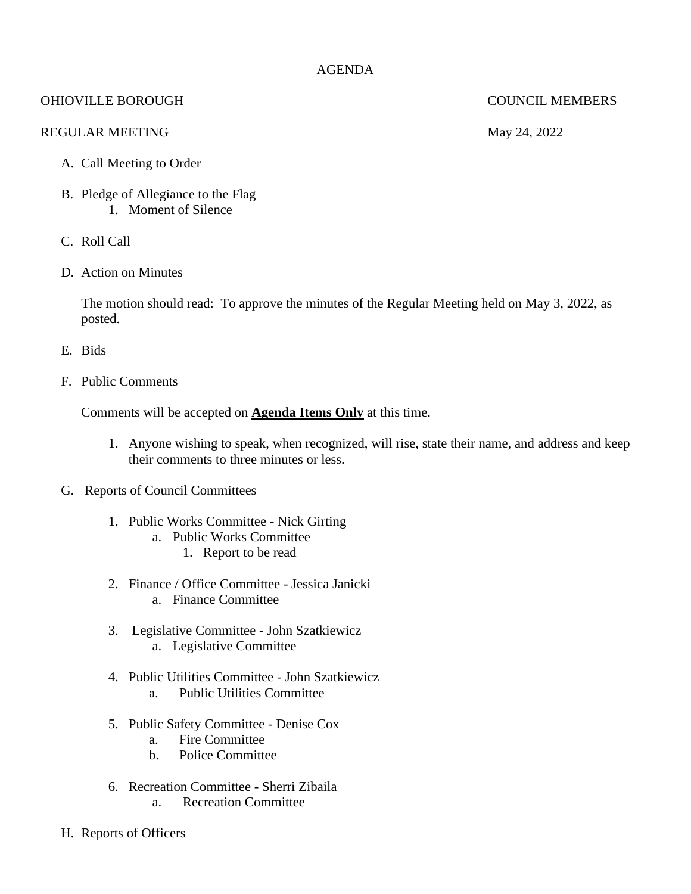# AGENDA

OHIOVILLE BOROUGH COUNCIL MEMBERS

REGULAR MEETING May 24, 2022

A. Call Meeting to Order

B. Pledge of Allegiance to the Flag
   1. Moment of Silence

C. Roll Call

D. Action on Minutes

   The motion should read: To approve the minutes of the Regular Meeting held on May 3, 2022, as posted.

E. Bids

F. Public Comments

   Comments will be accepted on **Agenda Items Only** at this time.

   1. Anyone wishing to speak, when recognized, will rise, state their name, and address and keep their comments to three minutes or less.

G. Reports of Council Committees

   1. Public Works Committee - Nick Girting
      a. Public Works Committee
         1. Report to be read

   2. Finance / Office Committee - Jessica Janicki
      a. Finance Committee

   3. Legislative Committee - John Szatkiewicz
      a. Legislative Committee

   4. Public Utilities Committee - John Szatkiewicz
      a. Public Utilities Committee

   5. Public Safety Committee - Denise Cox
      a. Fire Committee
      b. Police Committee

   6. Recreation Committee - Sherri Zibaila
      a. Recreation Committee

H. Reports of Officers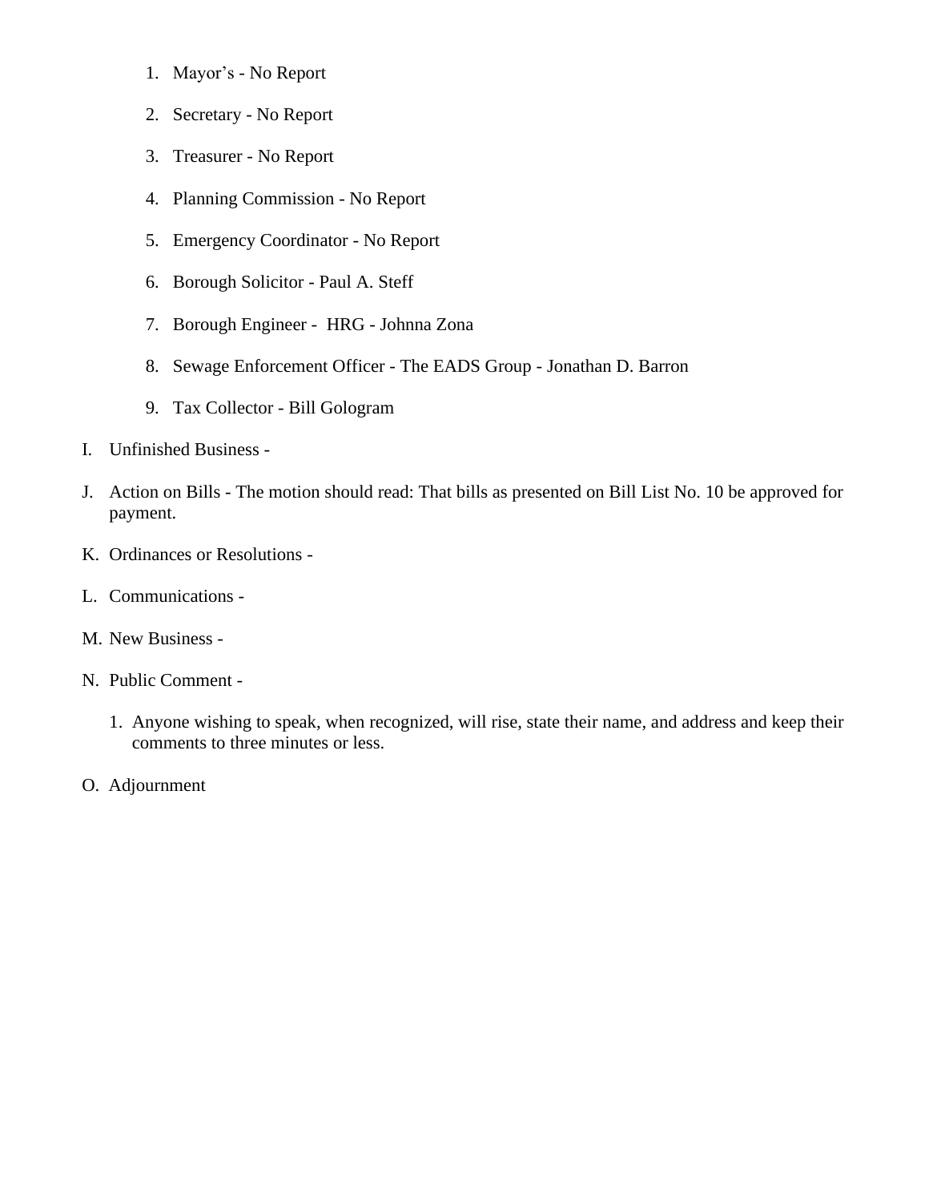1. Mayor’s - No Report
2. Secretary - No Report
3. Treasurer - No Report
4. Planning Commission - No Report
5. Emergency Coordinator - No Report
6. Borough Solicitor - Paul A. Steff
7. Borough Engineer - HRG - Johnna Zona
8. Sewage Enforcement Officer - The EADS Group - Jonathan D. Barron
9. Tax Collector - Bill Gologram

I. Unfinished Business -

J. Action on Bills - The motion should read: That bills as presented on Bill List No. 10 be approved for payment.

K. Ordinances or Resolutions -

L. Communications -

M. New Business -

N. Public Comment -

1. Anyone wishing to speak, when recognized, will rise, state their name, and address and keep their comments to three minutes or less.

O. Adjournment